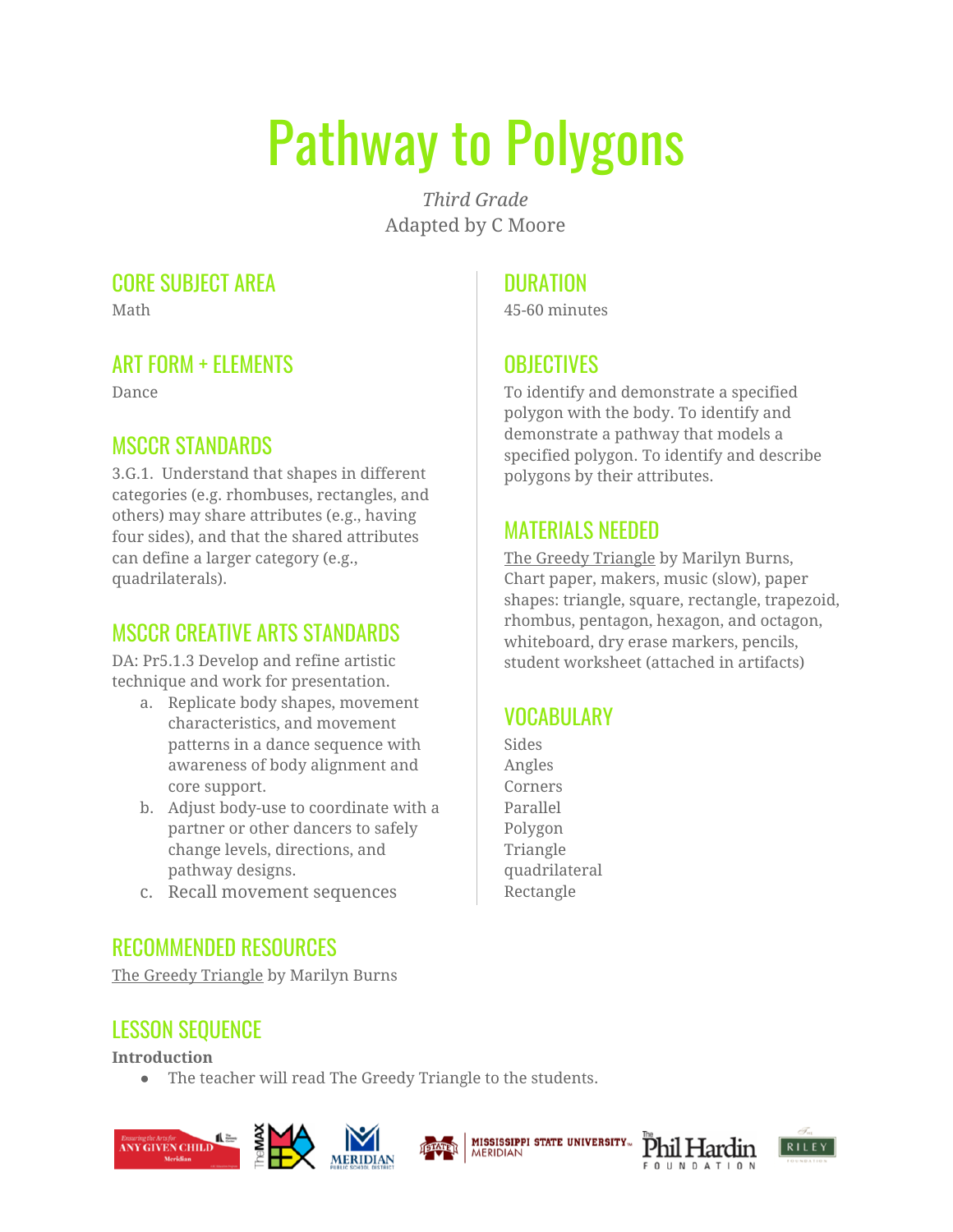# Pathway to Polygons

*Third Grade*
Adapted by C Moore

## CORE SUBJECT AREA

Math

## ART FORM + ELEMENTS

Dance

## MSCCR STANDARDS

3.G.1. Understand that shapes in different categories (e.g. rhombuses, rectangles, and others) may share attributes (e.g., having four sides), and that the shared attributes can define a larger category (e.g., quadrilaterals).

## MSCCR CREATIVE ARTS STANDARDS

DA: Pr5.1.3 Develop and refine artistic technique and work for presentation.

a. Replicate body shapes, movement characteristics, and movement patterns in a dance sequence with awareness of body alignment and core support.
b. Adjust body-use to coordinate with a partner or other dancers to safely change levels, directions, and pathway designs.
c. Recall movement sequences

## DURATION

45-60 minutes

## OBJECTIVES

To identify and demonstrate a specified polygon with the body. To identify and demonstrate a pathway that models a specified polygon. To identify and describe polygons by their attributes.

## MATERIALS NEEDED

The Greedy Triangle by Marilyn Burns, Chart paper, makers, music (slow), paper shapes: triangle, square, rectangle, trapezoid, rhombus, pentagon, hexagon, and octagon, whiteboard, dry erase markers, pencils, student worksheet (attached in artifacts)

## VOCABULARY

Sides
Angles
Corners
Parallel
Polygon
Triangle
quadrilateral
Rectangle

## RECOMMENDED RESOURCES

The Greedy Triangle by Marilyn Burns

## LESSON SEQUENCE

**Introduction**

- The teacher will read The Greedy Triangle to the students.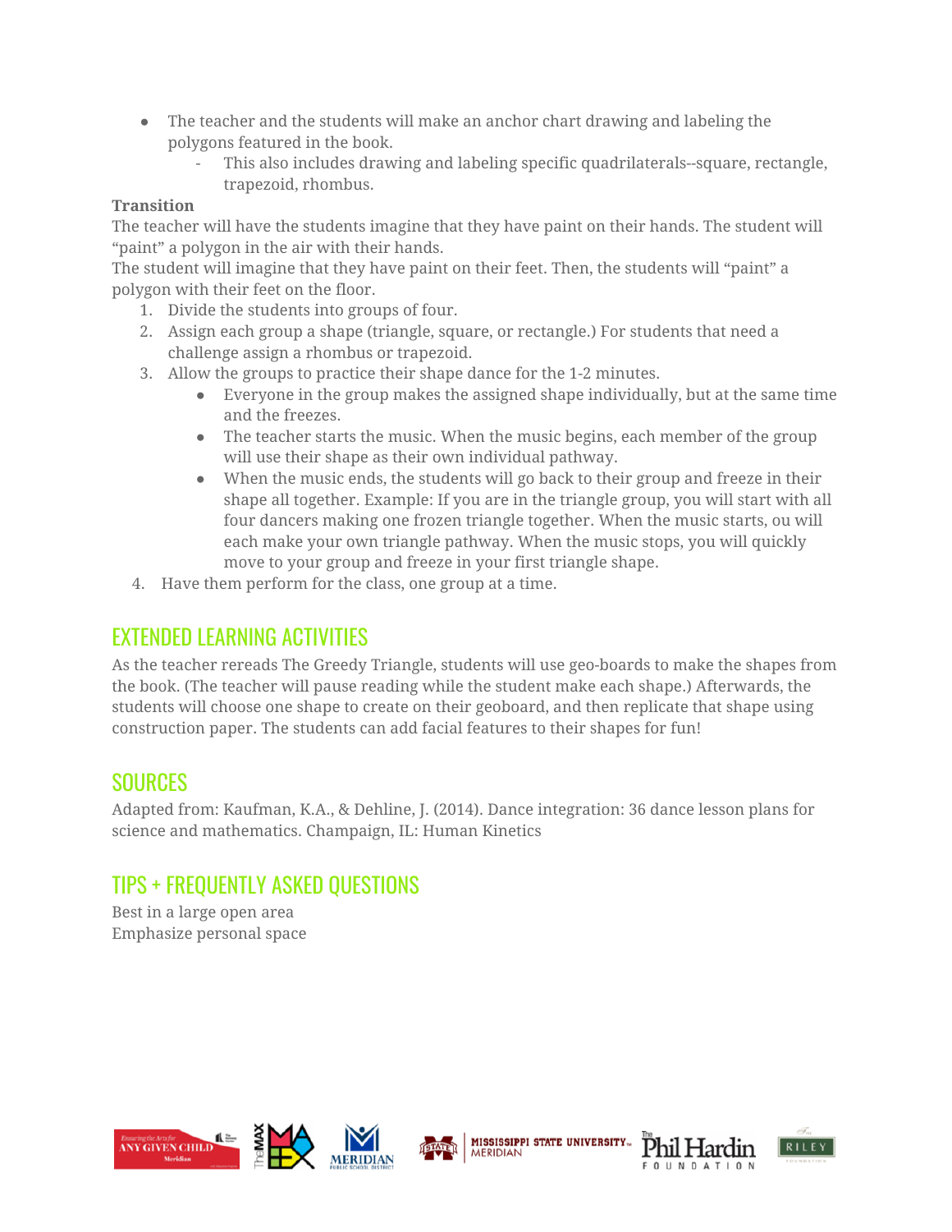- The teacher and the students will make an anchor chart drawing and labeling the polygons featured in the book.
    - This also includes drawing and labeling specific quadrilaterals--square, rectangle, trapezoid, rhombus.

**Transition**

The teacher will have the students imagine that they have paint on their hands. The student will "paint" a polygon in the air with their hands.

The student will imagine that they have paint on their feet. Then, the students will "paint" a polygon with their feet on the floor.

1. Divide the students into groups of four.
2. Assign each group a shape (triangle, square, or rectangle.) For students that need a challenge assign a rhombus or trapezoid.
3. Allow the groups to practice their shape dance for the 1-2 minutes.
    - Everyone in the group makes the assigned shape individually, but at the same time and the freezes.
    - The teacher starts the music. When the music begins, each member of the group will use their shape as their own individual pathway.
    - When the music ends, the students will go back to their group and freeze in their shape all together. Example: If you are in the triangle group, you will start with all four dancers making one frozen triangle together. When the music starts, ou will each make your own triangle pathway. When the music stops, you will quickly move to your group and freeze in your first triangle shape.
4. Have them perform for the class, one group at a time.

## EXTENDED LEARNING ACTIVITIES

As the teacher rereads The Greedy Triangle, students will use geo-boards to make the shapes from the book. (The teacher will pause reading while the student make each shape.) Afterwards, the students will choose one shape to create on their geoboard, and then replicate that shape using construction paper. The students can add facial features to their shapes for fun!

## SOURCES

Adapted from: Kaufman, K.A., & Dehline, J. (2014). Dance integration: 36 dance lesson plans for science and mathematics. Champaign, IL: Human Kinetics

## TIPS + FREQUENTLY ASKED QUESTIONS

Best in a large open area

Emphasize personal space